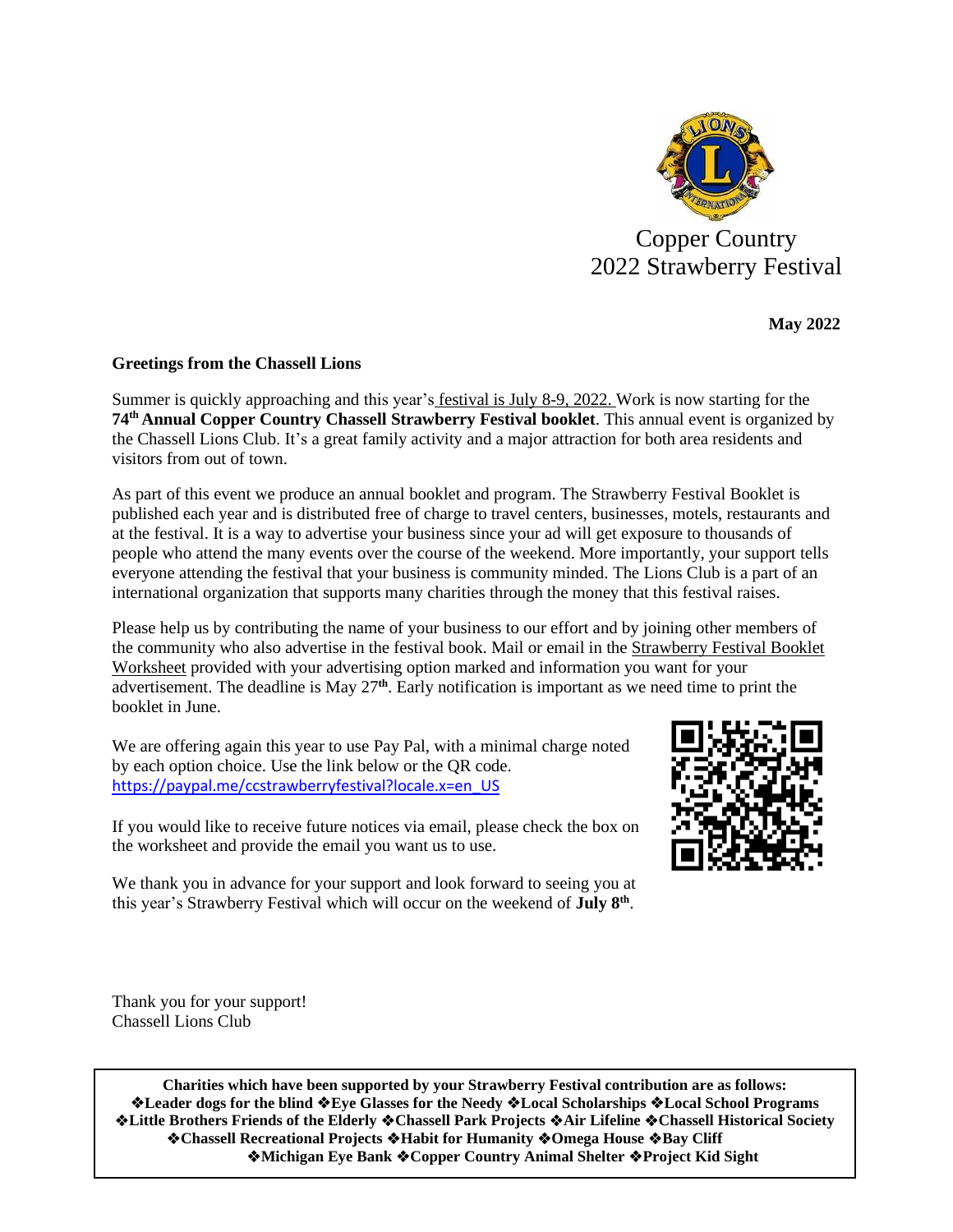Copper Country
2022 Strawberry Festival

**May 2022**

**Greetings from the Chassell Lions**

Summer is quickly approaching and this year's festival is July 8-9, 2022. Work is now starting for the **74th Annual Copper Country Chassell Strawberry Festival booklet**. This annual event is organized by the Chassell Lions Club. It's a great family activity and a major attraction for both area residents and visitors from out of town.

As part of this event we produce an annual booklet and program. The Strawberry Festival Booklet is published each year and is distributed free of charge to travel centers, businesses, motels, restaurants and at the festival. It is a way to advertise your business since your ad will get exposure to thousands of people who attend the many events over the course of the weekend. More importantly, your support tells everyone attending the festival that your business is community minded. The Lions Club is a part of an international organization that supports many charities through the money that this festival raises.

Please help us by contributing the name of your business to our effort and by joining other members of the community who also advertise in the festival book. Mail or email in the Strawberry Festival Booklet Worksheet provided with your advertising option marked and information you want for your advertisement. The deadline is May 27**th**. Early notification is important as we need time to print the booklet in June.

We are offering again this year to use Pay Pal, with a minimal charge noted by each option choice. Use the link below or the QR code.
https://paypal.me/ccstrawberryfestival?locale.x=en_US

If you would like to receive future notices via email, please check the box on the worksheet and provide the email you want us to use.

We thank you in advance for your support and look forward to seeing you at this year's Strawberry Festival which will occur on the weekend of **July 8th**.

Thank you for your support!
Chassell Lions Club

**Charities which have been supported by your Strawberry Festival contribution are as follows:**
**❖Leader dogs for the blind ❖Eye Glasses for the Needy ❖Local Scholarships ❖Local School Programs ❖Little Brothers Friends of the Elderly ❖Chassell Park Projects ❖Air Lifeline ❖Chassell Historical Society ❖Chassell Recreational Projects ❖Habit for Humanity ❖Omega House ❖Bay Cliff ❖Michigan Eye Bank ❖Copper Country Animal Shelter ❖Project Kid Sight**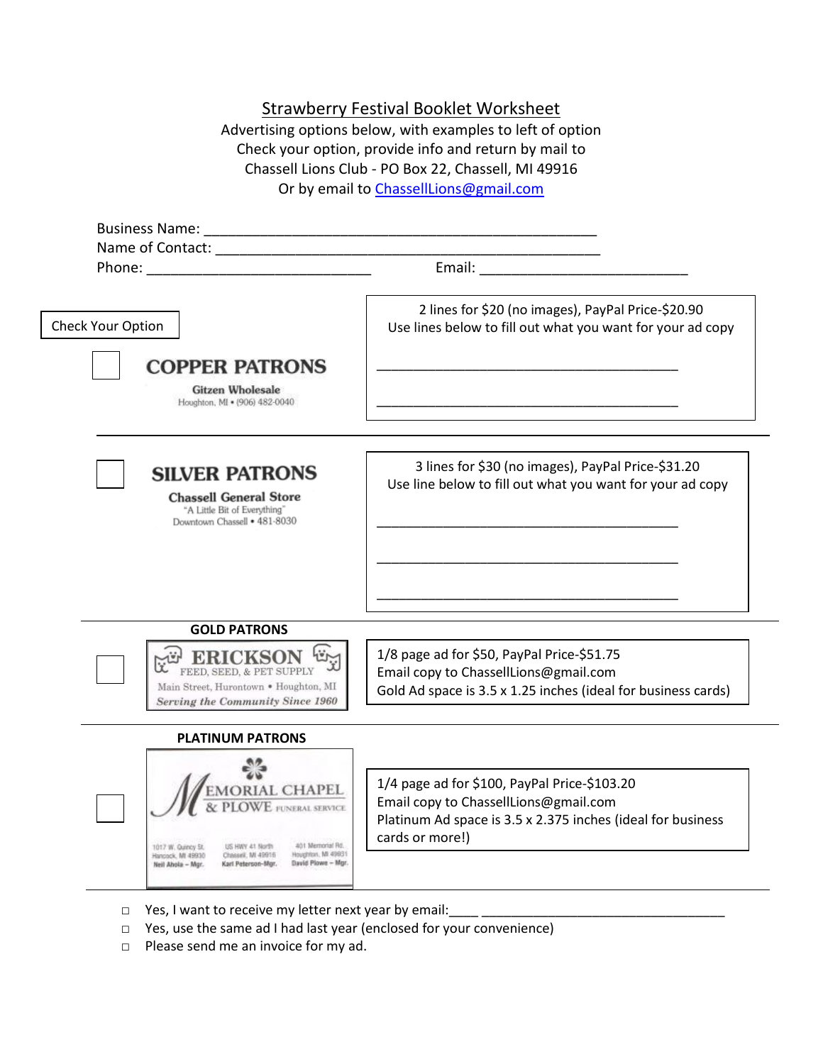# Strawberry Festival Booklet Worksheet

Advertising options below, with examples to left of option
Check your option, provide info and return by mail to
Chassell Lions Club - PO Box 22, Chassell, MI 49916
Or by email to ChassellLions@gmail.com

Business Name: ___________________________________________________

Name of Contact: __________________________________________________

Phone: ____________________________ Email: ___________________________

**Check Your Option**

☐ **COPPER PATRONS**

Gitzen Wholesale
Houghton, MI • (906) 482-0040

2 lines for $20 (no images), PayPal Price-$20.90
Use lines below to fill out what you want for your ad copy

________________________________________

________________________________________

---

☐ **SILVER PATRONS**

Chassell General Store
"A Little Bit of Everything"
Downtown Chassell • 481-8030

3 lines for $30 (no images), PayPal Price-$31.20
Use line below to fill out what you want for your ad copy

________________________________________

________________________________________

________________________________________

---

☐ **GOLD PATRONS**

ERICKSON
FEED, SEED, & PET SUPPLY
Main Street, Hurontown • Houghton, MI
*Serving the Community Since 1960*

1/8 page ad for $50, PayPal Price-$51.75
Email copy to ChassellLions@gmail.com
Gold Ad space is 3.5 x 1.25 inches (ideal for business cards)

---

☐ **PLATINUM PATRONS**

MEMORIAL CHAPEL
& PLOWE FUNERAL SERVICE
1017 W. Quincy St. Hancock, MI 49930 Neil Ahola – Mgr.
US HWY 41 North Chassell, MI 49916 Kari Peterson-Mgr.
401 Memorial Rd. Houghton, MI 49931 David Plowe – Mgr.

1/4 page ad for $100, PayPal Price-$103.20
Email copy to ChassellLions@gmail.com
Platinum Ad space is 3.5 x 2.375 inches (ideal for business cards or more!)

---

- ☐ Yes, I want to receive my letter next year by email:____ ________________________________
- ☐ Yes, use the same ad I had last year (enclosed for your convenience)
- ☐ Please send me an invoice for my ad.